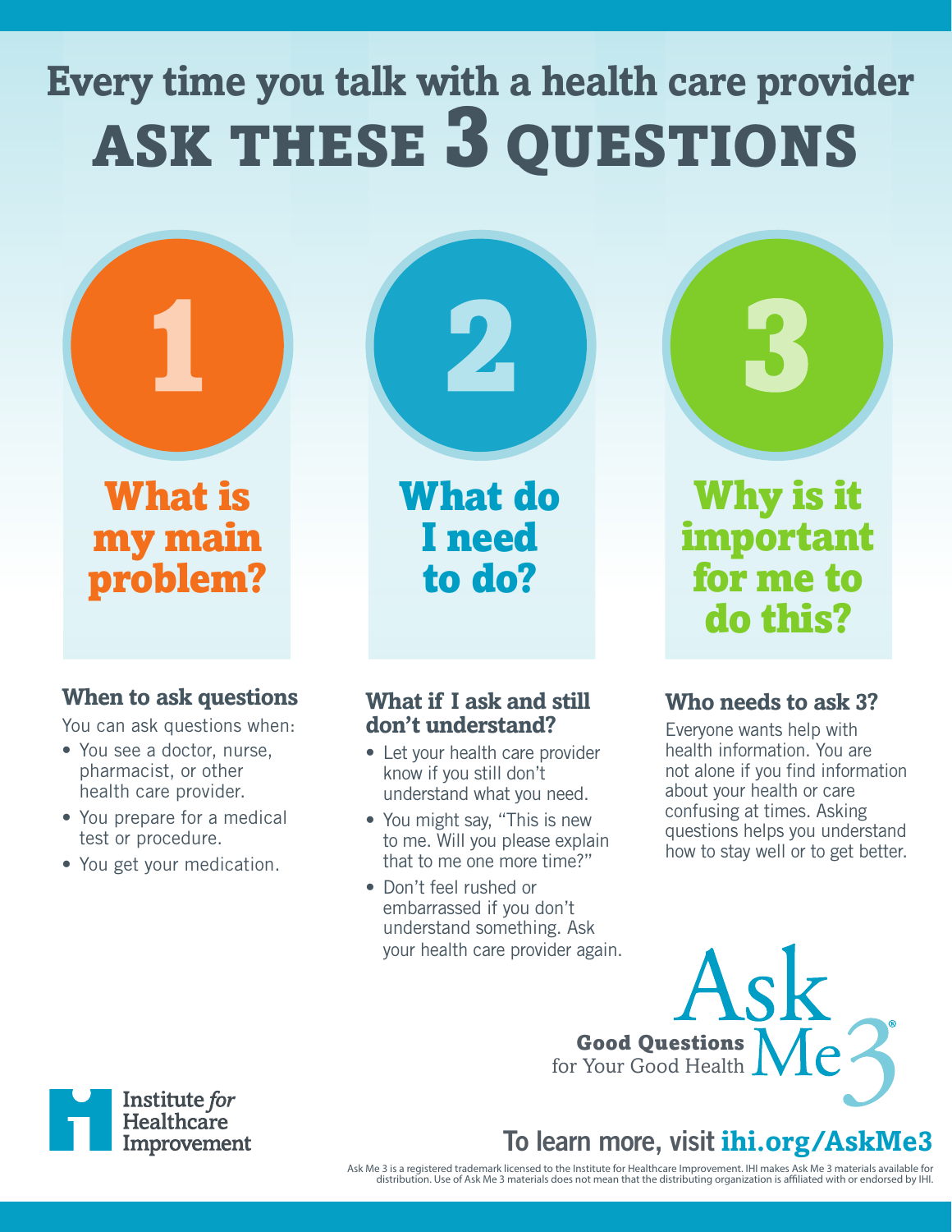# Every time you talk with a health care provider ASK THESE 3 QUESTIONS

## 1 What is my main problem?

## 2 What do I need to do?

## 3 Why is it important for me to do this?

### When to ask questions

You can ask questions when:

- You see a doctor, nurse, pharmacist, or other health care provider.
- You prepare for a medical test or procedure.
- You get your medication.

### What if I ask and still don't understand?

- Let your health care provider know if you still don't understand what you need.
- You might say, "This is new to me. Will you please explain that to me one more time?"
- Don't feel rushed or embarrassed if you don't understand something. Ask your health care provider again.

### Who needs to ask 3?

Everyone wants help with health information. You are not alone if you find information about your health or care confusing at times. Asking questions helps you understand how to stay well or to get better.

**Ask Me 3®**
**Good Questions** for Your Good Health

Institute *for* Healthcare Improvement

**To learn more, visit ihi.org/AskMe3**

Ask Me 3 is a registered trademark licensed to the Institute for Healthcare Improvement. IHI makes Ask Me 3 materials available for distribution. Use of Ask Me 3 materials does not mean that the distributing organization is affiliated with or endorsed by IHI.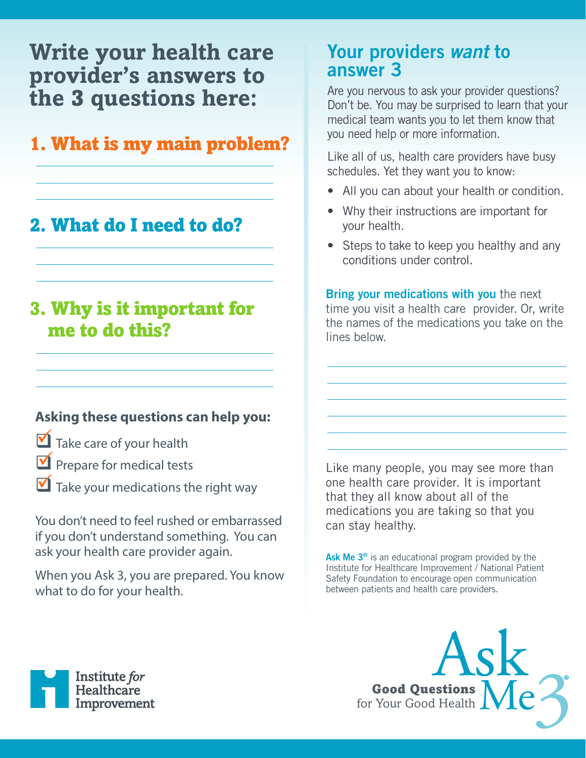# Write your health care provider's answers to the 3 questions here:

## 1. What is my main problem?

## 2. What do I need to do?

## 3. Why is it important for me to do this?

**Asking these questions can help you:**

- ☑ Take care of your health
- ☑ Prepare for medical tests
- ☑ Take your medications the right way

You don't need to feel rushed or embarrassed if you don't understand something. You can ask your health care provider again.

When you Ask 3, you are prepared. You know what to do for your health.

## Your providers *want* to answer 3

Are you nervous to ask your provider questions? Don't be. You may be surprised to learn that your medical team wants you to let them know that you need help or more information.

Like all of us, health care providers have busy schedules. Yet they want you to know:

- All you can about your health or condition.
- Why their instructions are important for your health.
- Steps to take to keep you healthy and any conditions under control.

**Bring your medications with you** the next time you visit a health care provider. Or, write the names of the medications you take on the lines below.

Like many people, you may see more than one health care provider. It is important that they all know about all of the medications you are taking so that you can stay healthy.

**Ask Me 3®** is an educational program provided by the Institute for Healthcare Improvement / National Patient Safety Foundation to encourage open communication between patients and health care providers.

Institute *for* Healthcare Improvement

Ask Me 3® Good Questions for Your Good Health